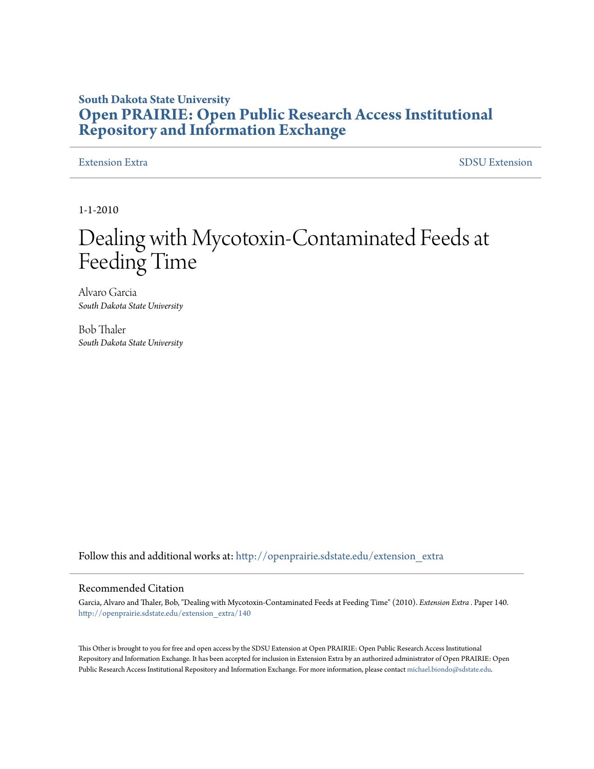South Dakota State University
# Open PRAIRIE: Open Public Research Access Institutional Repository and Information Exchange

Extension Extra | SDSU Extension

1-1-2010

# Dealing with Mycotoxin-Contaminated Feeds at Feeding Time

Alvaro Garcia
*South Dakota State University*

Bob Thaler
*South Dakota State University*

Follow this and additional works at: http://openprairie.sdstate.edu/extension_extra

## Recommended Citation

Garcia, Alvaro and Thaler, Bob, "Dealing with Mycotoxin-Contaminated Feeds at Feeding Time" (2010). *Extension Extra* . Paper 140.
http://openprairie.sdstate.edu/extension_extra/140

This Other is brought to you for free and open access by the SDSU Extension at Open PRAIRIE: Open Public Research Access Institutional Repository and Information Exchange. It has been accepted for inclusion in Extension Extra by an authorized administrator of Open PRAIRIE: Open Public Research Access Institutional Repository and Information Exchange. For more information, please contact michael.biondo@sdstate.edu.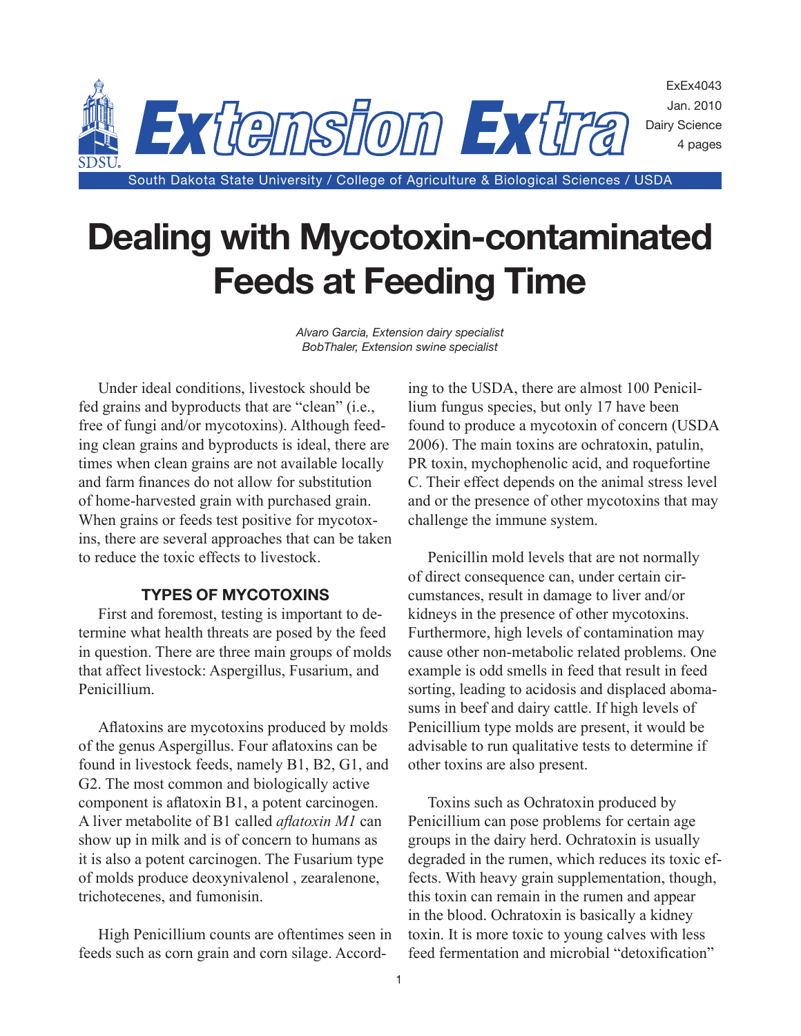ExEx4043
Jan. 2010
Dairy Science
4 pages

Extension Extra

South Dakota State University / College of Agriculture & Biological Sciences / USDA

# Dealing with Mycotoxin-contaminated Feeds at Feeding Time

*Alvaro Garcia, Extension dairy specialist*
*BobThaler, Extension swine specialist*

Under ideal conditions, livestock should be fed grains and byproducts that are "clean" (i.e., free of fungi and/or mycotoxins). Although feeding clean grains and byproducts is ideal, there are times when clean grains are not available locally and farm finances do not allow for substitution of home-harvested grain with purchased grain. When grains or feeds test positive for mycotoxins, there are several approaches that can be taken to reduce the toxic effects to livestock.

## TYPES OF MYCOTOXINS

First and foremost, testing is important to determine what health threats are posed by the feed in question. There are three main groups of molds that affect livestock: Aspergillus, Fusarium, and Penicillium.

Aflatoxins are mycotoxins produced by molds of the genus Aspergillus. Four aflatoxins can be found in livestock feeds, namely B1, B2, G1, and G2. The most common and biologically active component is aflatoxin B1, a potent carcinogen. A liver metabolite of B1 called *aflatoxin M1* can show up in milk and is of concern to humans as it is also a potent carcinogen. The Fusarium type of molds produce deoxynivalenol , zearalenone, trichotecenes, and fumonisin.

High Penicillium counts are oftentimes seen in feeds such as corn grain and corn silage. According to the USDA, there are almost 100 Penicillium fungus species, but only 17 have been found to produce a mycotoxin of concern (USDA 2006). The main toxins are ochratoxin, patulin, PR toxin, mychophenolic acid, and roquefortine C. Their effect depends on the animal stress level and or the presence of other mycotoxins that may challenge the immune system.

Penicillin mold levels that are not normally of direct consequence can, under certain circumstances, result in damage to liver and/or kidneys in the presence of other mycotoxins. Furthermore, high levels of contamination may cause other non-metabolic related problems. One example is odd smells in feed that result in feed sorting, leading to acidosis and displaced abomasums in beef and dairy cattle. If high levels of Penicillium type molds are present, it would be advisable to run qualitative tests to determine if other toxins are also present.

Toxins such as Ochratoxin produced by Penicillium can pose problems for certain age groups in the dairy herd. Ochratoxin is usually degraded in the rumen, which reduces its toxic effects. With heavy grain supplementation, though, this toxin can remain in the rumen and appear in the blood. Ochratoxin is basically a kidney toxin. It is more toxic to young calves with less feed fermentation and microbial "detoxification"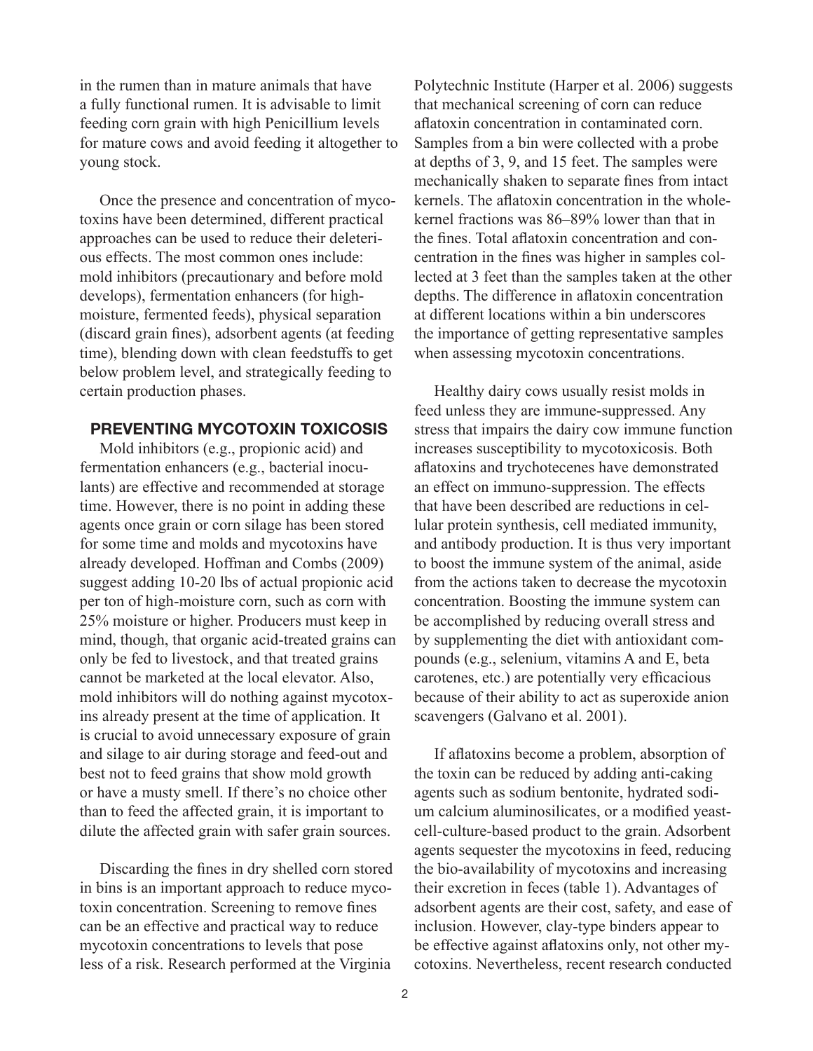in the rumen than in mature animals that have a fully functional rumen. It is advisable to limit feeding corn grain with high Penicillium levels for mature cows and avoid feeding it altogether to young stock.

Once the presence and concentration of mycotoxins have been determined, different practical approaches can be used to reduce their deleterious effects. The most common ones include: mold inhibitors (precautionary and before mold develops), fermentation enhancers (for high-moisture, fermented feeds), physical separation (discard grain fines), adsorbent agents (at feeding time), blending down with clean feedstuffs to get below problem level, and strategically feeding to certain production phases.

## PREVENTING MYCOTOXIN TOXICOSIS

Mold inhibitors (e.g., propionic acid) and fermentation enhancers (e.g., bacterial inoculants) are effective and recommended at storage time. However, there is no point in adding these agents once grain or corn silage has been stored for some time and molds and mycotoxins have already developed. Hoffman and Combs (2009) suggest adding 10-20 lbs of actual propionic acid per ton of high-moisture corn, such as corn with 25% moisture or higher. Producers must keep in mind, though, that organic acid-treated grains can only be fed to livestock, and that treated grains cannot be marketed at the local elevator. Also, mold inhibitors will do nothing against mycotoxins already present at the time of application. It is crucial to avoid unnecessary exposure of grain and silage to air during storage and feed-out and best not to feed grains that show mold growth or have a musty smell. If there's no choice other than to feed the affected grain, it is important to dilute the affected grain with safer grain sources.

Discarding the fines in dry shelled corn stored in bins is an important approach to reduce mycotoxin concentration. Screening to remove fines can be an effective and practical way to reduce mycotoxin concentrations to levels that pose less of a risk. Research performed at the Virginia Polytechnic Institute (Harper et al. 2006) suggests that mechanical screening of corn can reduce aflatoxin concentration in contaminated corn. Samples from a bin were collected with a probe at depths of 3, 9, and 15 feet. The samples were mechanically shaken to separate fines from intact kernels. The aflatoxin concentration in the whole-kernel fractions was 86–89% lower than that in the fines. Total aflatoxin concentration and concentration in the fines was higher in samples collected at 3 feet than the samples taken at the other depths. The difference in aflatoxin concentration at different locations within a bin underscores the importance of getting representative samples when assessing mycotoxin concentrations.

Healthy dairy cows usually resist molds in feed unless they are immune-suppressed. Any stress that impairs the dairy cow immune function increases susceptibility to mycotoxicosis. Both aflatoxins and trychotecenes have demonstrated an effect on immuno-suppression. The effects that have been described are reductions in cellular protein synthesis, cell mediated immunity, and antibody production. It is thus very important to boost the immune system of the animal, aside from the actions taken to decrease the mycotoxin concentration. Boosting the immune system can be accomplished by reducing overall stress and by supplementing the diet with antioxidant compounds (e.g., selenium, vitamins A and E, beta carotenes, etc.) are potentially very efficacious because of their ability to act as superoxide anion scavengers (Galvano et al. 2001).

If aflatoxins become a problem, absorption of the toxin can be reduced by adding anti-caking agents such as sodium bentonite, hydrated sodium calcium aluminosilicates, or a modified yeast-cell-culture-based product to the grain. Adsorbent agents sequester the mycotoxins in feed, reducing the bio-availability of mycotoxins and increasing their excretion in feces (table 1). Advantages of adsorbent agents are their cost, safety, and ease of inclusion. However, clay-type binders appear to be effective against aflatoxins only, not other mycotoxins. Nevertheless, recent research conducted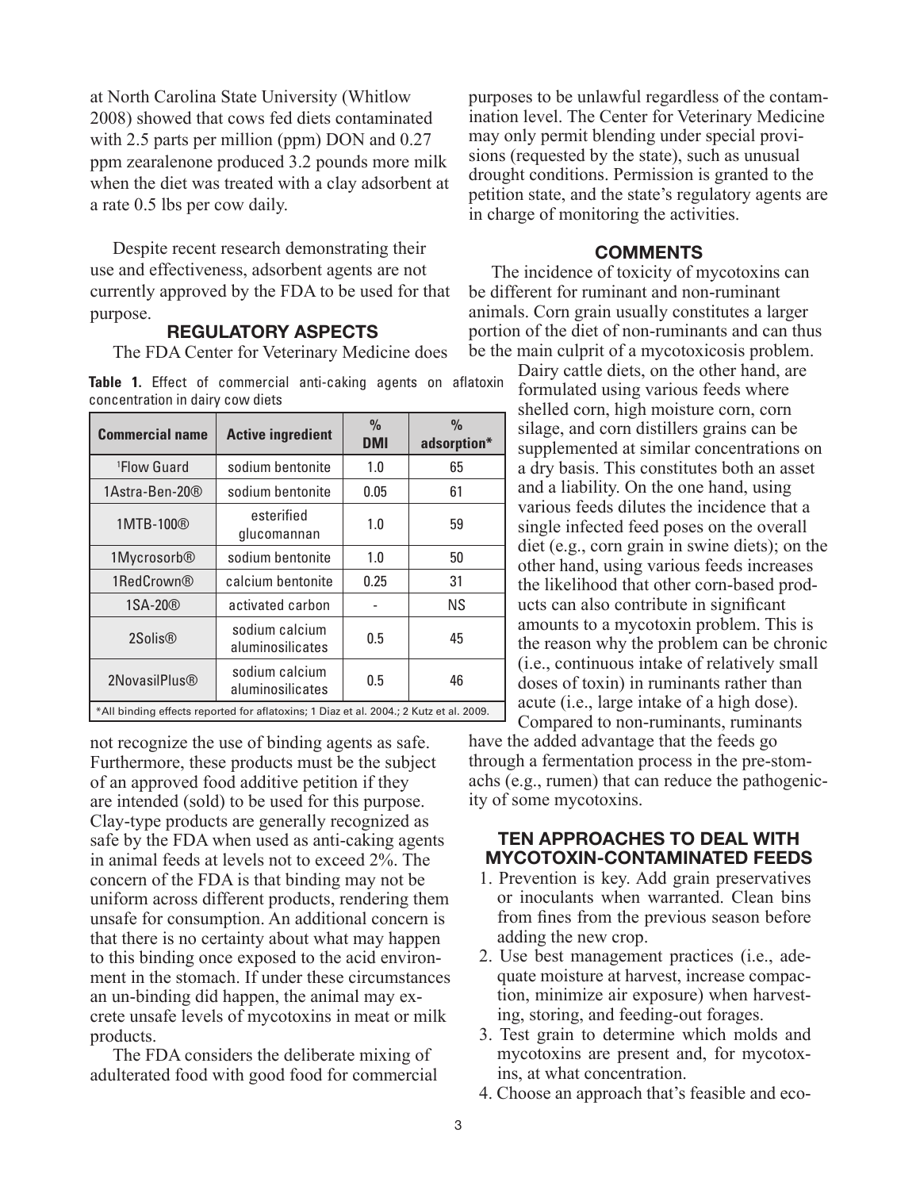at North Carolina State University (Whitlow 2008) showed that cows fed diets contaminated with 2.5 parts per million (ppm) DON and 0.27 ppm zearalenone produced 3.2 pounds more milk when the diet was treated with a clay adsorbent at a rate 0.5 lbs per cow daily.

Despite recent research demonstrating their use and effectiveness, adsorbent agents are not currently approved by the FDA to be used for that purpose.

## REGULATORY ASPECTS

The FDA Center for Veterinary Medicine does not recognize the use of binding agents as safe. Furthermore, these products must be the subject of an approved food additive petition if they are intended (sold) to be used for this purpose. Clay-type products are generally recognized as safe by the FDA when used as anti-caking agents in animal feeds at levels not to exceed 2%. The concern of the FDA is that binding may not be uniform across different products, rendering them unsafe for consumption. An additional concern is that there is no certainty about what may happen to this binding once exposed to the acid environment in the stomach. If under these circumstances an un-binding did happen, the animal may excrete unsafe levels of mycotoxins in meat or milk products.

**Table 1.** Effect of commercial anti-caking agents on aflatoxin concentration in dairy cow diets

| Commercial name | Active ingredient | % DMI | % adsorption* |
|---|---|---|---|
| [1]Flow Guard | sodium bentonite | 1.0 | 65 |
| 1Astra-Ben-20® | sodium bentonite | 0.05 | 61 |
| 1MTB-100® | esterified glucomannan | 1.0 | 59 |
| 1Mycrosorb® | sodium bentonite | 1.0 | 50 |
| 1RedCrown® | calcium bentonite | 0.25 | 31 |
| 1SA-20® | activated carbon | - | NS |
| 2Solis® | sodium calcium aluminosilicates | 0.5 | 45 |
| 2NovasilPlus® | sodium calcium aluminosilicates | 0.5 | 46 |

*All binding effects reported for aflatoxins; 1 Diaz et al. 2004.; 2 Kutz et al. 2009.

The FDA considers the deliberate mixing of adulterated food with good food for commercial purposes to be unlawful regardless of the contamination level. The Center for Veterinary Medicine may only permit blending under special provisions (requested by the state), such as unusual drought conditions. Permission is granted to the petition state, and the state's regulatory agents are in charge of monitoring the activities.

## COMMENTS

The incidence of toxicity of mycotoxins can be different for ruminant and non-ruminant animals. Corn grain usually constitutes a larger portion of the diet of non-ruminants and can thus be the main culprit of a mycotoxicosis problem. Dairy cattle diets, on the other hand, are formulated using various feeds where shelled corn, high moisture corn, corn silage, and corn distillers grains can be supplemented at similar concentrations on a dry basis. This constitutes both an asset and a liability. On the one hand, using various feeds dilutes the incidence that a single infected feed poses on the overall diet (e.g., corn grain in swine diets); on the other hand, using various feeds increases the likelihood that other corn-based products can also contribute in significant amounts to a mycotoxin problem. This is the reason why the problem can be chronic (i.e., continuous intake of relatively small doses of toxin) in ruminants rather than acute (i.e., large intake of a high dose). Compared to non-ruminants, ruminants have the added advantage that the feeds go through a fermentation process in the pre-stomachs (e.g., rumen) that can reduce the pathogenicity of some mycotoxins.

## TEN APPROACHES TO DEAL WITH MYCOTOXIN-CONTAMINATED FEEDS

1. Prevention is key. Add grain preservatives or inoculants when warranted. Clean bins from fines from the previous season before adding the new crop.
2. Use best management practices (i.e., adequate moisture at harvest, increase compaction, minimize air exposure) when harvesting, storing, and feeding-out forages.
3. Test grain to determine which molds and mycotoxins are present and, for mycotoxins, at what concentration.
4. Choose an approach that's feasible and eco-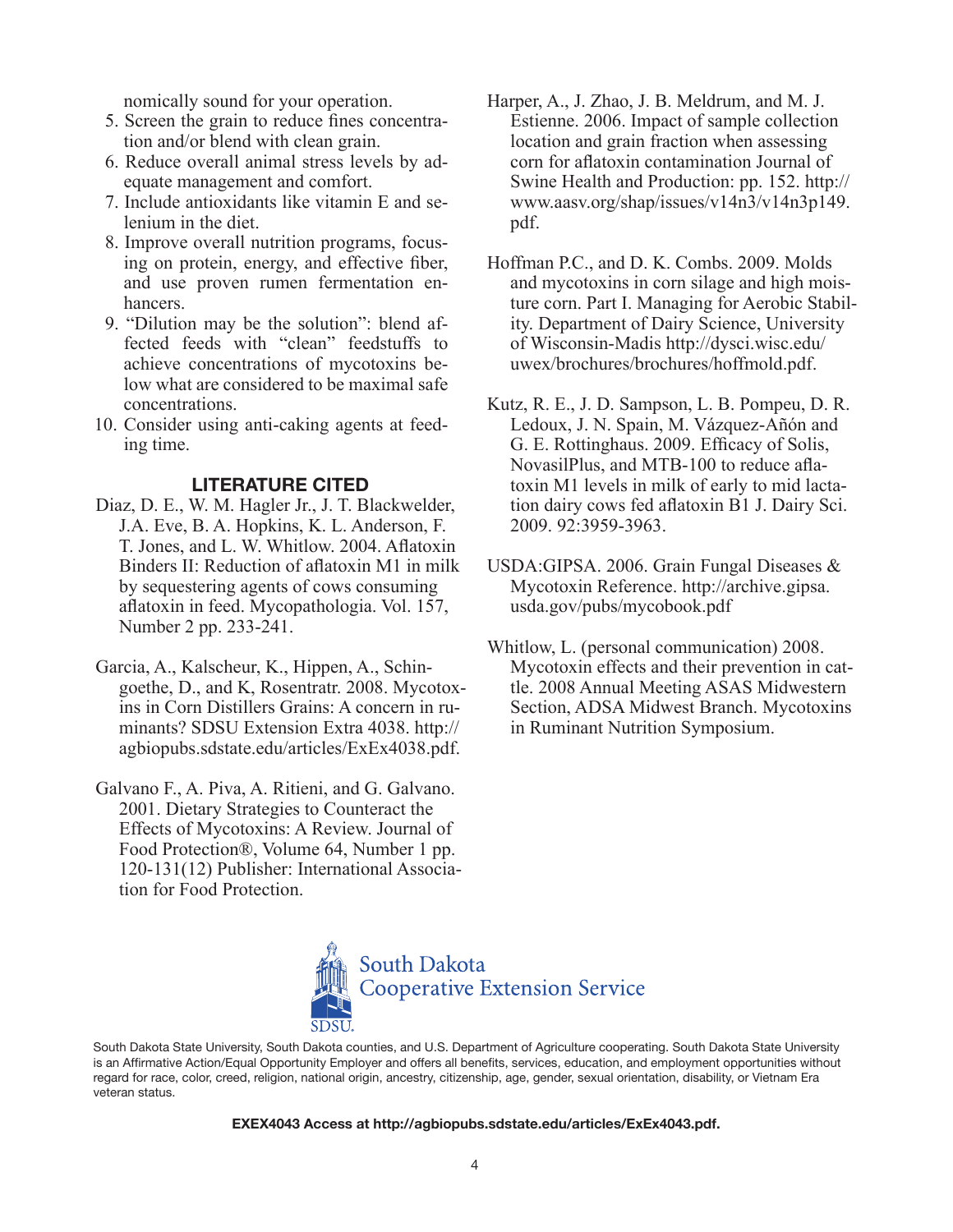nomically sound for your operation.

5. Screen the grain to reduce fines concentration and/or blend with clean grain.
6. Reduce overall animal stress levels by adequate management and comfort.
7. Include antioxidants like vitamin E and selenium in the diet.
8. Improve overall nutrition programs, focusing on protein, energy, and effective fiber, and use proven rumen fermentation enhancers.
9. "Dilution may be the solution": blend affected feeds with "clean" feedstuffs to achieve concentrations of mycotoxins below what are considered to be maximal safe concentrations.
10. Consider using anti-caking agents at feeding time.

## LITERATURE CITED

Diaz, D. E., W. M. Hagler Jr., J. T. Blackwelder, J.A. Eve, B. A. Hopkins, K. L. Anderson, F. T. Jones, and L. W. Whitlow. 2004. Aflatoxin Binders II: Reduction of aflatoxin M1 in milk by sequestering agents of cows consuming aflatoxin in feed. Mycopathologia. Vol. 157, Number 2 pp. 233-241.

Garcia, A., Kalscheur, K., Hippen, A., Schingoethe, D., and K, Rosentratr. 2008. Mycotoxins in Corn Distillers Grains: A concern in ruminants? SDSU Extension Extra 4038. http://agbiopubs.sdstate.edu/articles/ExEx4038.pdf.

Galvano F., A. Piva, A. Ritieni, and G. Galvano. 2001. Dietary Strategies to Counteract the Effects of Mycotoxins: A Review. Journal of Food Protection®, Volume 64, Number 1 pp. 120-131(12) Publisher: International Association for Food Protection.

Harper, A., J. Zhao, J. B. Meldrum, and M. J. Estienne. 2006. Impact of sample collection location and grain fraction when assessing corn for aflatoxin contamination Journal of Swine Health and Production: pp. 152. http://www.aasv.org/shap/issues/v14n3/v14n3p149.pdf.

Hoffman P.C., and D. K. Combs. 2009. Molds and mycotoxins in corn silage and high moisture corn. Part I. Managing for Aerobic Stability. Department of Dairy Science, University of Wisconsin-Madis http://dysci.wisc.edu/uwex/brochures/brochures/hoffmold.pdf.

Kutz, R. E., J. D. Sampson, L. B. Pompeu, D. R. Ledoux, J. N. Spain, M. Vázquez-Añón and G. E. Rottinghaus. 2009. Efficacy of Solis, NovasilPlus, and MTB-100 to reduce aflatoxin M1 levels in milk of early to mid lactation dairy cows fed aflatoxin B1 J. Dairy Sci. 2009. 92:3959-3963.

USDA:GIPSA. 2006. Grain Fungal Diseases & Mycotoxin Reference. http://archive.gipsa.usda.gov/pubs/mycobook.pdf

Whitlow, L. (personal communication) 2008. Mycotoxin effects and their prevention in cattle. 2008 Annual Meeting ASAS Midwestern Section, ADSA Midwest Branch. Mycotoxins in Ruminant Nutrition Symposium.

South Dakota Cooperative Extension Service

SDSU.

South Dakota State University, South Dakota counties, and U.S. Department of Agriculture cooperating. South Dakota State University is an Affirmative Action/Equal Opportunity Employer and offers all benefits, services, education, and employment opportunities without regard for race, color, creed, religion, national origin, ancestry, citizenship, age, gender, sexual orientation, disability, or Vietnam Era veteran status.

**EXEX4043 Access at http://agbiopubs.sdstate.edu/articles/ExEx4043.pdf.**